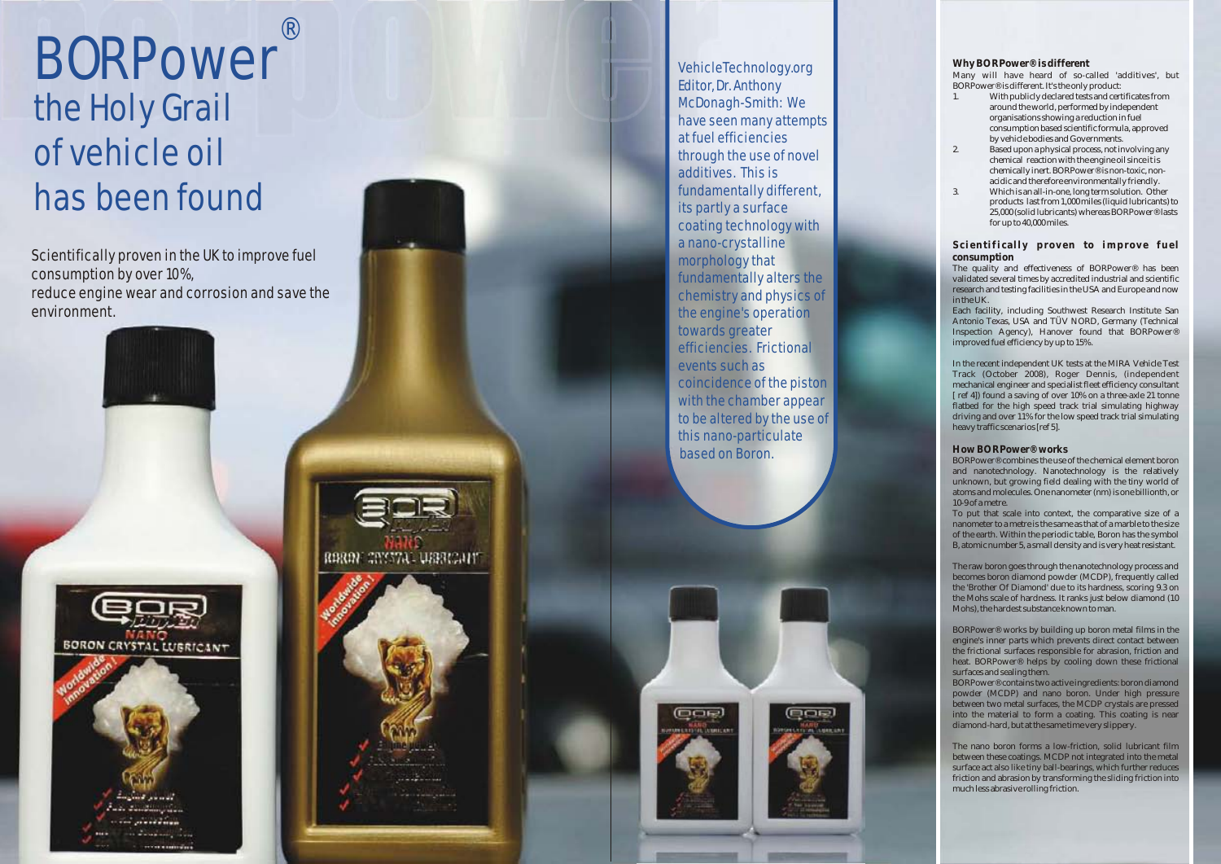# BORPower®

## the Holy Grail of vehicle oil has been found

Scientifically proven in the UK to improve fuel consumption by over 10%, reduce engine wear and corrosion and save the environment.

VehicleTechnology.org Editor, Dr. Anthony McDonagh-Smith: We have seen many attempts at fuel efficiencies through the use of novel additives. This is fundamentally different, its partly a surface coating technology with a nano-crystalline morphology that fundamentally alters the chemistry and physics of the engine's operation towards greater efficiencies. Frictional events such as coincidence of the piston with the chamber appear to be altered by the use of this nano-particulate based on Boron.

### Why BORPower® is different

Many will have heard of so-called 'additives', but BORPower® is different. It's the only product:

1. With publicly declared tests and certificates from around the world, performed by independent organisations showing a reduction in fuel consumption based scientific formula, approved by vehicle bodies and Governments.
2. Based upon a physical process, not involving any chemical reaction with the engine oil since it is chemically inert. BORPower® is non-toxic, non-acidic and therefore environmentally friendly.
3. Which is an all-in-one, long term solution. Other products last from 1,000 miles (liquid lubricants) to 25,000 (solid lubricants) whereas BORPower® lasts for up to 40,000 miles.

### Scientifically proven to improve fuel consumption

The quality and effectiveness of BORPower® has been validated several times by accredited industrial and scientific research and testing facilities in the USA and Europe and now in the UK.

Each facility, including Southwest Research Institute San Antonio Texas, USA and TÜV NORD, Germany (Technical Inspection Agency), Hanover found that BORPower® improved fuel efficiency by up to 15%.

In the recent independent UK tests at the MIRA Vehicle Test Track (October 2008), Roger Dennis, (independent mechanical engineer and specialist fleet efficiency consultant [ ref 4]) found a saving of over 10% on a three-axle 21 tonne flatbed for the high speed track trial simulating highway driving and over 11% for the low speed track trial simulating heavy traffic scenarios [ref 5].

### How BORPower® works

BORPower® combines the use of the chemical element boron and nanotechnology. Nanotechnology is the relatively unknown, but growing field dealing with the tiny world of atoms and molecules. One nanometer (nm) is one billionth, or 10-9 of a metre.

To put that scale into context, the comparative size of a nanometer to a metre is the same as that of a marble to the size of the earth. Within the periodic table, Boron has the symbol B, atomic number 5, a small density and is very heat resistant.

The raw boron goes through the nanotechnology process and becomes boron diamond powder (MCDP), frequently called the 'Brother Of Diamond' due to its hardness, scoring 9.3 on the Mohs scale of hardness. It ranks just below diamond (10 Mohs), the hardest substance known to man.

BORPower® works by building up boron metal films in the engine's inner parts which prevents direct contact between the frictional surfaces responsible for abrasion, friction and heat. BORPower® helps by cooling down these frictional surfaces and sealing them.

BORPower® contains two active ingredients: boron diamond powder (MCDP) and nano boron. Under high pressure between two metal surfaces, the MCDP crystals are pressed into the material to form a coating. This coating is near diamond-hard, but at the same time very slippery.

The nano boron forms a low-friction, solid lubricant film between these coatings. MCDP not integrated into the metal surface act also like tiny ball-bearings, which further reduces friction and abrasion by transforming the sliding friction into much less abrasive rolling friction.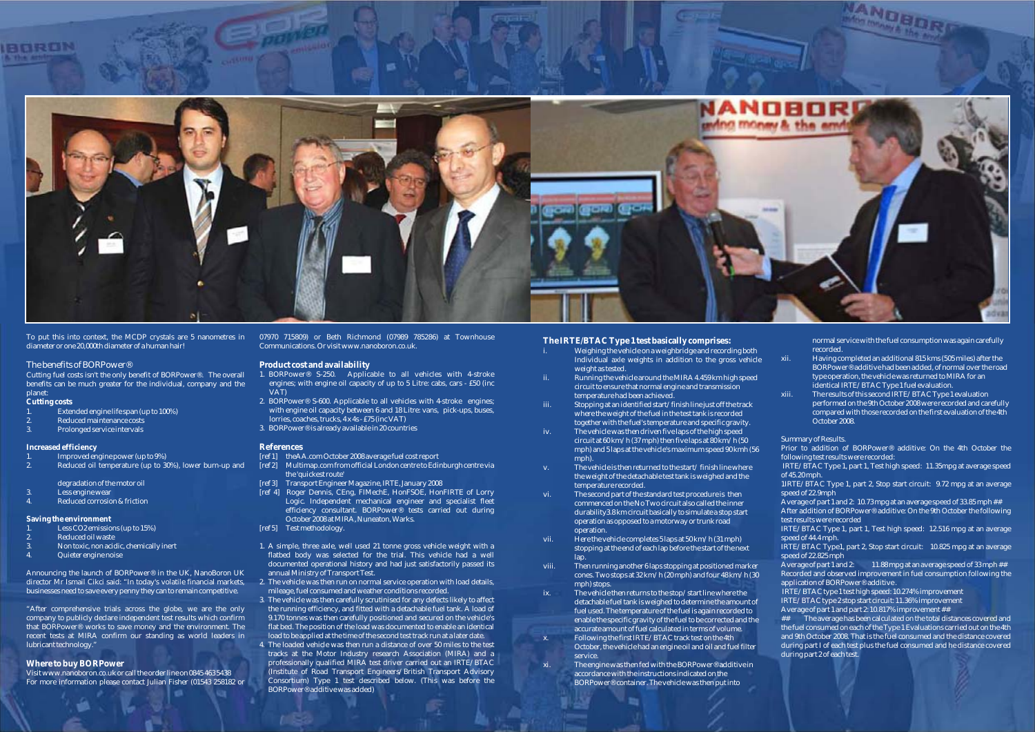To put this into context, the MCDP crystals are 5 nanometres in diameter or one 20,000th diameter of a human hair!

### The benefits of BORPower®

Cutting fuel costs isn't the only benefit of BORPower®. The overall benefits can be much greater for the individual, company and the planet:

**Cutting costs**

1. Extended engine life span (up to 100%)
2. Reduced maintenance costs
3. Prolonged service intervals

**Increased efficiency**

1. Improved engine power (up to 9%)
2. Reduced oil temperature (up to 30%), lower burn-up and degradation of the motor oil
3. Less engine wear
4. Reduced corrosion & friction

**Saving the environment**

1. Less $CO_2$ emissions (up to 15%)
2. Reduced oil waste
3. Non toxic, non acidic, chemically inert
4. Quieter engine noise

Announcing the launch of BORPower® in the UK, NanoBoron UK director Mr Ismail Cikci said: "In today's volatile financial markets, businesses need to save every penny they can to remain competitive.

"After comprehensive trials across the globe, we are the only company to publicly declare independent test results which confirm that BORPower® works to save money and the environment. The recent tests at MIRA confirm our standing as world leaders in lubricant technology."

### Where to buy BORPower

Visit www.nanoboron.co.uk or call the order line on 0845 4635438
For more information please contact Julian Fisher (01543 258182 or 07970 715809) or Beth Richmond (07989 785286) at Townhouse Communications. Or visit www.nanoboron.co.uk.

### Product cost and availability

1. BORPower® S-250. Applicable to all vehicles with 4-stroke engines; with engine oil capacity of up to 5 Litre: cabs, cars - £50 (inc VAT)
2. BORPower® S-600. Applicable to all vehicles with 4-stroke engines; with engine oil capacity between 6 and 18 Litre: vans, pick-ups, buses, lorries, coaches, trucks, 4x4s - £75 (inc VAT)
3. BORPower® is already available in 20 countries

### References

- [ref 1] the AA.com October 2008 average fuel cost report
- [ref 2] Multimap.com from official London centre to Edinburgh centre via the 'quickest route'
- [ref 3] Transport Engineer Magazine, IRTE, January 2008
- [ref 4] Roger Dennis, CEng, FIMechE, HonFSOE, HonFIRTE of Lorry Logic. Independent mechanical engineer and specialist fleet efficiency consultant. BORPower® tests carried out during October 2008 at MIRA, Nuneaton, Warks.
- [ref 5] Test methodology.

1. A simple, three axle, well used 21 tonne gross vehicle weight with a flatbed body was selected for the trial. This vehicle had a well documented operational history and had just satisfactorily passed its annual Ministry of Transport Test.
2. The vehicle was then run on normal service operation with load details, mileage, fuel consumed and weather conditions recorded.
3. The vehicle was then carefully scrutinised for any defects likely to affect the running efficiency, and fitted with a detachable fuel tank. A load of 9.170 tonnes was then carefully positioned and secured on the vehicle's flat bed. The position of the load was documented to enable an identical load to be applied at the time of the second test track run at a later date.
4. The loaded vehicle was then run a distance of over 50 miles to the test tracks at the Motor Industry research Association (MIRA) and a professionally qualified MIRA test driver carried out an IRTE/BTAC (Institute of Road Transport Engineers/British Transport Advisory Consortium) Type 1 test described below. (This was before the BORPower® additive was added)

### The IRTE/BTAC Type 1 test basically comprises:

- i. Weighing the vehicle on a weighbridge and recording both Individual axle weights in addition to the gross vehicle weight as tested.
- ii. Running the vehicle around the MIRA 4.459 km high speed circuit to ensure that normal engine and transmission temperature had been achieved.
- iii. Stopping at an identified start/finish line just off the track where the weight of the fuel in the test tank is recorded together with the fuel's temperature and specific gravity.
- iv. The vehicle was then driven five laps of the high speed circuit at 60 km/h (37 mph) then five laps at 80 km/h (50 mph) and 5 laps at the vehicle's maximum speed 90 kmh (56 mph).
- v. The vehicle is then returned to the start/finish line where the weight of the detachable test tank is weighed and the temperature recorded.
- vi. The second part of the standard test procedure is then commenced on the No Two circuit also called the inner durability 3.8 km circuit basically to simulate a stop start operation as opposed to a motorway or trunk road operation.
- vii. Here the vehicle completes 5 laps at 50 km/h (31 mph) stopping at the end of each lap before the start of the next lap.
- viii. Then running another 6 laps stopping at positioned marker cones. Two stops at 32 km/h (20 mph) and four 48 km/h (30 mph) stops.
- ix. The vehicle then returns to the stop/start line where the detachable fuel tank is weighed to determine the amount of fuel used. The temperature of the fuel is again recorded to enable the specific gravity of the fuel to be corrected and the accurate amount of fuel calculated in terms of volume.
- x. Following the first IRTE/BTAC track test on the 4th October, the vehicle had an engine oil and oil and fuel filter service.
- xi. The engine was then fed with the BORPower® additive in accordance with the instructions indicated on the BORPower® container. The vehicle was then put into normal service with the fuel consumption was again carefully recorded.
- xii. Having completed an additional 815 kms (505 miles) after the BORPower® additive had been added, of normal over the road type operation, the vehicle was returned to MIRA for an identical IRTE/BTAC Type 1 fuel evaluation.
- xiii. The results of this second IRTE/BTAC Type 1 evaluation performed on the 9th October 2008 were recorded and carefully compared with those recorded on the first evaluation of the 4th October 2008.

Summary of Results.

Prior to addition of BORPower® additive: On the 4th October the following test results were recorded:

IRTE/BTAC Type 1, part 1, Test high speed: 11.35 mpg at average speed of 45.20 mph.

1IRTE/BTAC Type 1, part 2, Stop start circuit: 9.72 mpg at an average speed of 22.9 mph

Average of part 1 and 2: 10.73 mpg at an average speed of 33.85 mph ##

After addition of BORPower® additive: On the 9th October the following test results were recorded

IRTE/BTAC Type 1, part 1, Test high speed: 12.516 mpg at an average speed of 44.4 mph.

IRTE/BTAC Type1, part 2, Stop start circuit: 10.825 mpg at an average speed of 22.825 mph

Average of part 1 and 2: 11.88 mpg at an average speed of 33 mph ##

Recorded and observed improvement in fuel consumption following the application of BORPower® additive.

IRTE/BTAC type 1 test high speed: 10.274% improvement

IRTE/BTAC type 2 stop start circuit: 11.36% improvement

Average of part 1 and part 2: 10.817% improvement ##

## The average has been calculated on the total distances covered and the fuel consumed on each of the Type 1 Evaluations carried out on the 4th and 9th October 2008. That is the fuel consumed and the distance covered during part I of each test plus the fuel consumed and he distance covered during part 2 of each test.